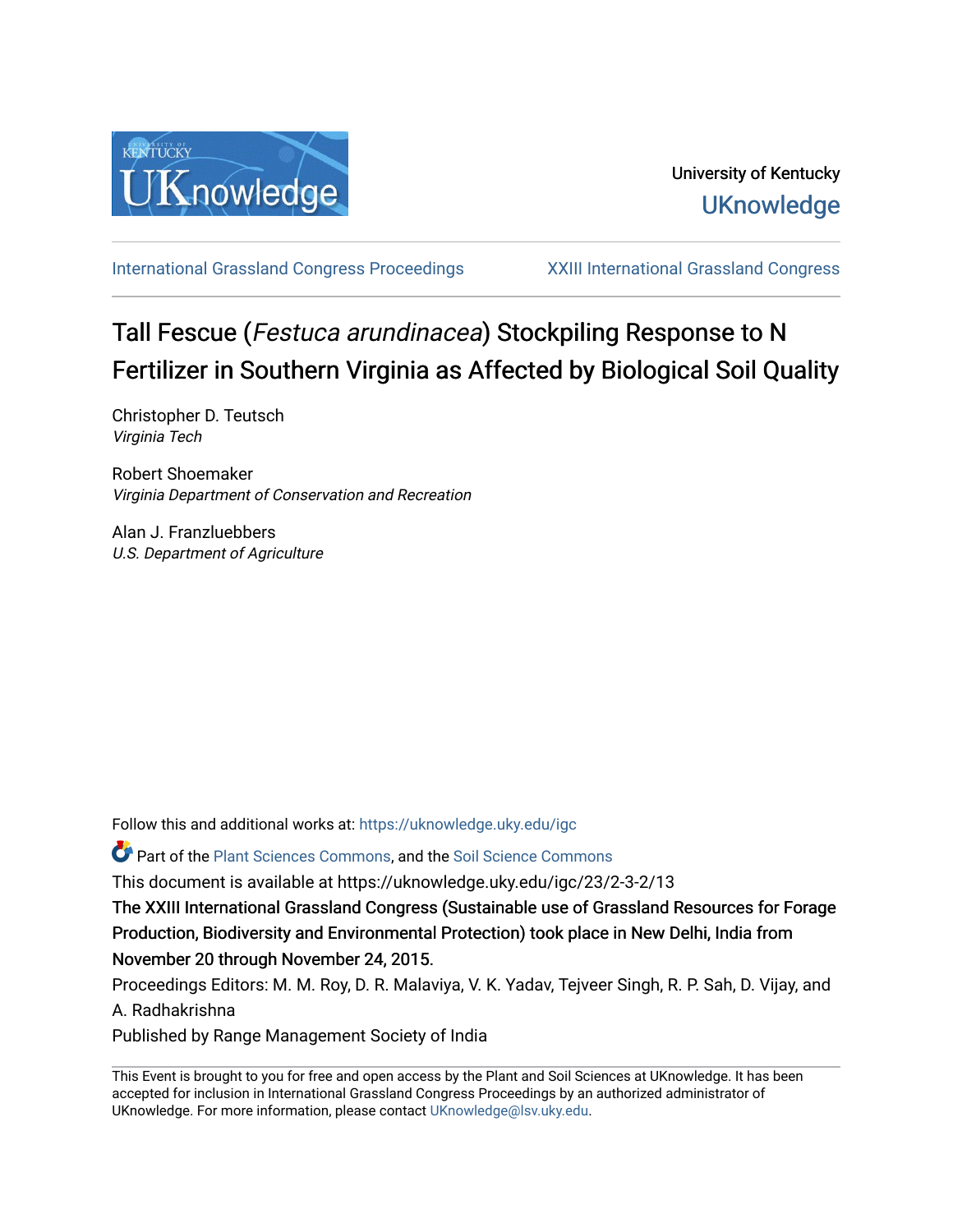University of Kentucky

UKnowledge

International Grassland Congress Proceedings | XXIII International Grassland Congress

# Tall Fescue (*Festuca arundinacea*) Stockpiling Response to N Fertilizer in Southern Virginia as Affected by Biological Soil Quality

Christopher D. Teutsch
*Virginia Tech*

Robert Shoemaker
*Virginia Department of Conservation and Recreation*

Alan J. Franzluebbers
*U.S. Department of Agriculture*

Follow this and additional works at: https://uknowledge.uky.edu/igc

Part of the Plant Sciences Commons, and the Soil Science Commons

This document is available at https://uknowledge.uky.edu/igc/23/2-3-2/13

The XXIII International Grassland Congress (Sustainable use of Grassland Resources for Forage Production, Biodiversity and Environmental Protection) took place in New Delhi, India from November 20 through November 24, 2015.

Proceedings Editors: M. M. Roy, D. R. Malaviya, V. K. Yadav, Tejveer Singh, R. P. Sah, D. Vijay, and A. Radhakrishna

Published by Range Management Society of India

This Event is brought to you for free and open access by the Plant and Soil Sciences at UKnowledge. It has been accepted for inclusion in International Grassland Congress Proceedings by an authorized administrator of UKnowledge. For more information, please contact UKnowledge@lsv.uky.edu.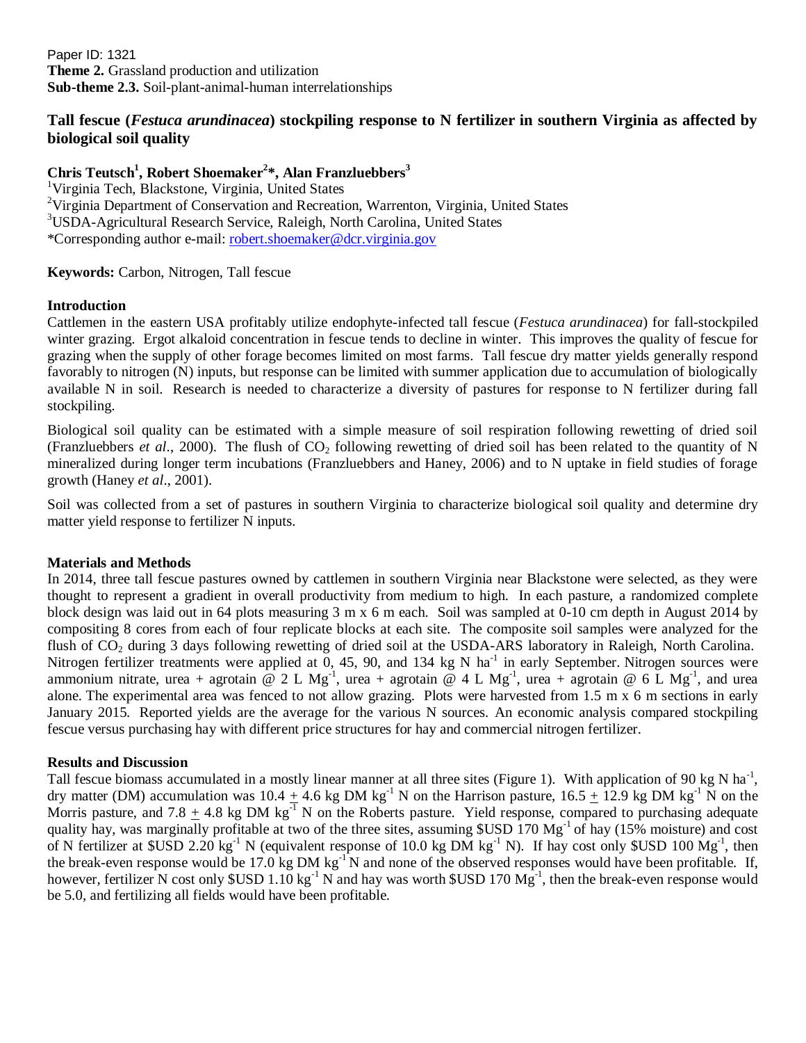Paper ID: 1321
**Theme 2.** Grassland production and utilization
**Sub-theme 2.3.** Soil-plant-animal-human interrelationships

# Tall fescue (*Festuca arundinacea*) stockpiling response to N fertilizer in southern Virginia as affected by biological soil quality

**Chris Teutsch[1], Robert Shoemaker[2]*, Alan Franzluebbers[3]**

[1]Virginia Tech, Blackstone, Virginia, United States
[2]Virginia Department of Conservation and Recreation, Warrenton, Virginia, United States
[3]USDA-Agricultural Research Service, Raleigh, North Carolina, United States
*Corresponding author e-mail: robert.shoemaker@dcr.virginia.gov

**Keywords:** Carbon, Nitrogen, Tall fescue

## Introduction

Cattlemen in the eastern USA profitably utilize endophyte-infected tall fescue (*Festuca arundinacea*) for fall-stockpiled winter grazing. Ergot alkaloid concentration in fescue tends to decline in winter. This improves the quality of fescue for grazing when the supply of other forage becomes limited on most farms. Tall fescue dry matter yields generally respond favorably to nitrogen (N) inputs, but response can be limited with summer application due to accumulation of biologically available N in soil. Research is needed to characterize a diversity of pastures for response to N fertilizer during fall stockpiling.

Biological soil quality can be estimated with a simple measure of soil respiration following rewetting of dried soil (Franzluebbers *et al*., 2000). The flush of $CO_2$ following rewetting of dried soil has been related to the quantity of N mineralized during longer term incubations (Franzluebbers and Haney, 2006) and to N uptake in field studies of forage growth (Haney *et al*., 2001).

Soil was collected from a set of pastures in southern Virginia to characterize biological soil quality and determine dry matter yield response to fertilizer N inputs.

## Materials and Methods

In 2014, three tall fescue pastures owned by cattlemen in southern Virginia near Blackstone were selected, as they were thought to represent a gradient in overall productivity from medium to high. In each pasture, a randomized complete block design was laid out in 64 plots measuring 3 m x 6 m each. Soil was sampled at 0-10 cm depth in August 2014 by compositing 8 cores from each of four replicate blocks at each site. The composite soil samples were analyzed for the flush of $CO_2$ during 3 days following rewetting of dried soil at the USDA-ARS laboratory in Raleigh, North Carolina. Nitrogen fertilizer treatments were applied at 0, 45, 90, and 134 kg N $ha^{-1}$ in early September. Nitrogen sources were ammonium nitrate, urea + agrotain @ 2 L $Mg^{-1}$, urea + agrotain @ 4 L $Mg^{-1}$, urea + agrotain @ 6 L $Mg^{-1}$, and urea alone. The experimental area was fenced to not allow grazing. Plots were harvested from 1.5 m x 6 m sections in early January 2015. Reported yields are the average for the various N sources. An economic analysis compared stockpiling fescue versus purchasing hay with different price structures for hay and commercial nitrogen fertilizer.

## Results and Discussion

Tall fescue biomass accumulated in a mostly linear manner at all three sites (Figure 1). With application of 90 kg N $ha^{-1}$, dry matter (DM) accumulation was $10.4 \pm 4.6$ kg DM $kg^{-1}$ N on the Harrison pasture, $16.5 \pm 12.9$ kg DM $kg^{-1}$ N on the Morris pasture, and $7.8 \pm 4.8$ kg DM $kg^{-1}$ N on the Roberts pasture. Yield response, compared to purchasing adequate quality hay, was marginally profitable at two of the three sites, assuming \$USD 170 $Mg^{-1}$ of hay (15% moisture) and cost of N fertilizer at \$USD 2.20 $kg^{-1}$ N (equivalent response of 10.0 kg DM $kg^{-1}$ N). If hay cost only \$USD 100 $Mg^{-1}$, then the break-even response would be 17.0 kg DM $kg^{-1}$ N and none of the observed responses would have been profitable. If, however, fertilizer N cost only \$USD 1.10 $kg^{-1}$ N and hay was worth \$USD 170 $Mg^{-1}$, then the break-even response would be 5.0, and fertilizing all fields would have been profitable.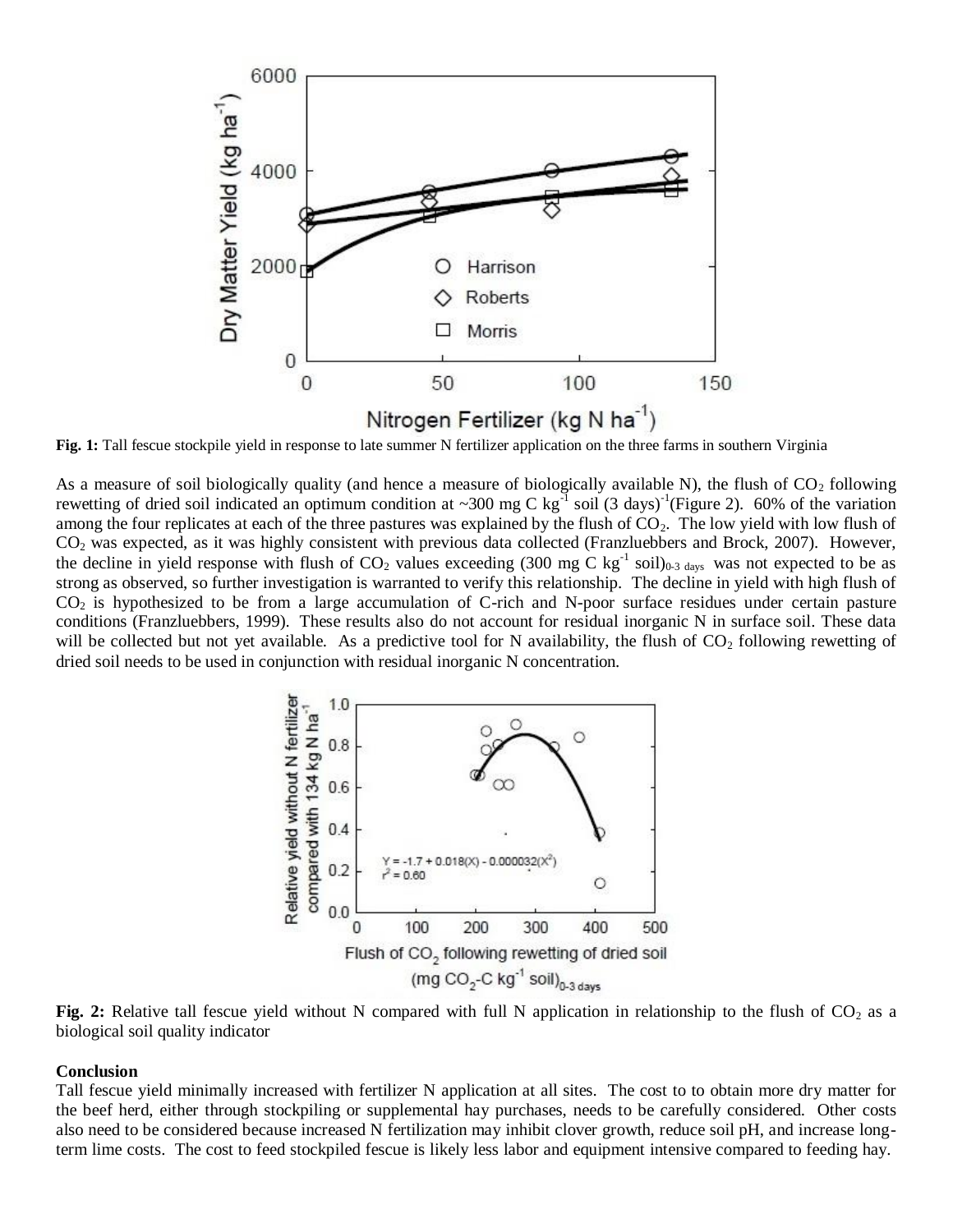**Fig. 1:** Tall fescue stockpile yield in response to late summer N fertilizer application on the three farms in southern Virginia

As a measure of soil biologically quality (and hence a measure of biologically available N), the flush of $CO_2$ following rewetting of dried soil indicated an optimum condition at ~300 mg C $kg^{-1}$ soil (3 days)$^{-1}$(Figure 2). 60% of the variation among the four replicates at each of the three pastures was explained by the flush of $CO_2$. The low yield with low flush of $CO_2$ was expected, as it was highly consistent with previous data collected (Franzluebbers and Brock, 2007). However, the decline in yield response with flush of $CO_2$ values exceeding (300 mg C $kg^{-1}$ soil)$_{0\text{-}3\ days}$ was not expected to be as strong as observed, so further investigation is warranted to verify this relationship. The decline in yield with high flush of $CO_2$ is hypothesized to be from a large accumulation of C-rich and N-poor surface residues under certain pasture conditions (Franzluebbers, 1999). These results also do not account for residual inorganic N in surface soil. These data will be collected but not yet available. As a predictive tool for N availability, the flush of $CO_2$ following rewetting of dried soil needs to be used in conjunction with residual inorganic N concentration.

**Fig. 2:** Relative tall fescue yield without N compared with full N application in relationship to the flush of $CO_2$ as a biological soil quality indicator

**Conclusion**

Tall fescue yield minimally increased with fertilizer N application at all sites. The cost to to obtain more dry matter for the beef herd, either through stockpiling or supplemental hay purchases, needs to be carefully considered. Other costs also need to be considered because increased N fertilization may inhibit clover growth, reduce soil pH, and increase long-term lime costs. The cost to feed stockpiled fescue is likely less labor and equipment intensive compared to feeding hay.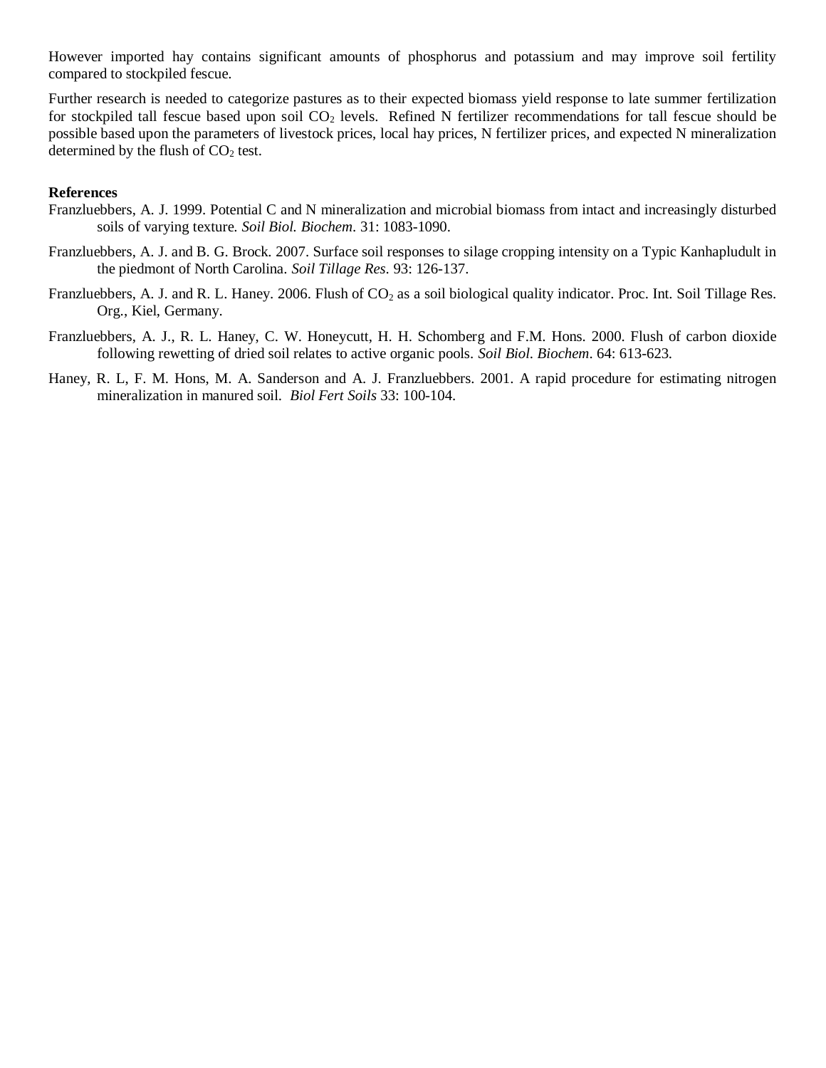However imported hay contains significant amounts of phosphorus and potassium and may improve soil fertility compared to stockpiled fescue.

Further research is needed to categorize pastures as to their expected biomass yield response to late summer fertilization for stockpiled tall fescue based upon soil $CO_2$ levels. Refined N fertilizer recommendations for tall fescue should be possible based upon the parameters of livestock prices, local hay prices, N fertilizer prices, and expected N mineralization determined by the flush of $CO_2$ test.

**References**

Franzluebbers, A. J. 1999. Potential C and N mineralization and microbial biomass from intact and increasingly disturbed soils of varying texture. *Soil Biol. Biochem*. 31: 1083-1090.

Franzluebbers, A. J. and B. G. Brock. 2007. Surface soil responses to silage cropping intensity on a Typic Kanhapludult in the piedmont of North Carolina. *Soil Tillage Res*. 93: 126-137.

Franzluebbers, A. J. and R. L. Haney. 2006. Flush of $CO_2$ as a soil biological quality indicator. Proc. Int. Soil Tillage Res. Org., Kiel, Germany.

Franzluebbers, A. J., R. L. Haney, C. W. Honeycutt, H. H. Schomberg and F.M. Hons. 2000. Flush of carbon dioxide following rewetting of dried soil relates to active organic pools. *Soil Biol. Biochem*. 64: 613-623.

Haney, R. L, F. M. Hons, M. A. Sanderson and A. J. Franzluebbers. 2001. A rapid procedure for estimating nitrogen mineralization in manured soil. *Biol Fert Soils* 33: 100-104.